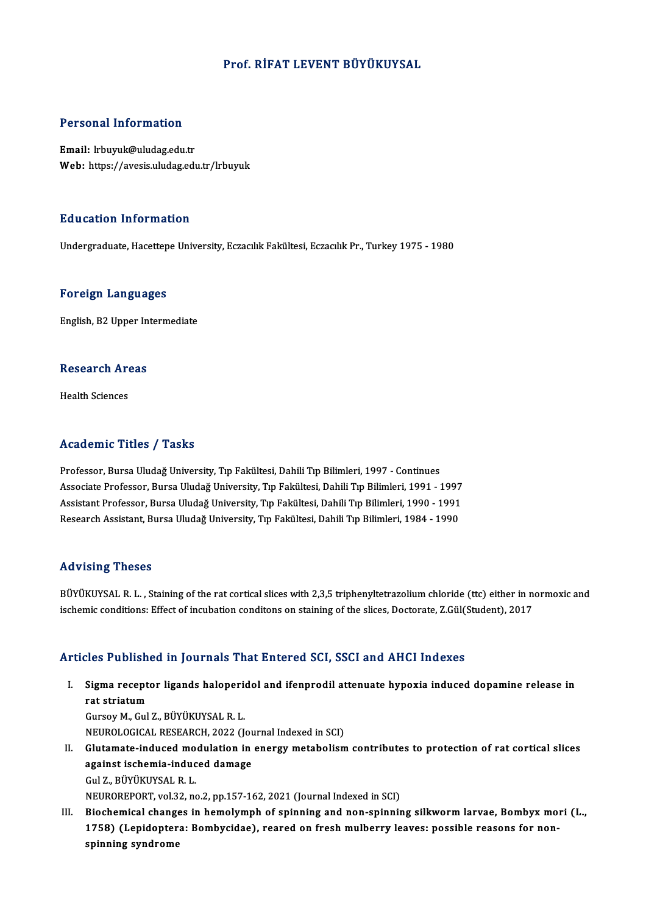# Prof. RİFAT LEVENT BÜYÜKUYSAL

## Personal Information

**Email:** lrbuyuk@uludag.edu.tr
**Web:** https://avesis.uludag.edu.tr/lrbuyuk

## Education Information

Undergraduate, Hacettepe University, Eczacılık Fakültesi, Eczacılık Pr., Turkey 1975 - 1980

## Foreign Languages

English, B2 Upper Intermediate

## Research Areas

Health Sciences

## Academic Titles / Tasks

Professor, Bursa Uludağ University, Tıp Fakültesi, Dahili Tıp Bilimleri, 1997 - Continues
Associate Professor, Bursa Uludağ University, Tıp Fakültesi, Dahili Tıp Bilimleri, 1991 - 1997
Assistant Professor, Bursa Uludağ University, Tıp Fakültesi, Dahili Tıp Bilimleri, 1990 - 1991
Research Assistant, Bursa Uludağ University, Tıp Fakültesi, Dahili Tıp Bilimleri, 1984 - 1990

## Advising Theses

BÜYÜKUYSAL R. L. , Staining of the rat cortical slices with 2,3,5 triphenyltetrazolium chloride (ttc) either in normoxic and ischemic conditions: Effect of incubation conditons on staining of the slices, Doctorate, Z.Gül(Student), 2017

## Articles Published in Journals That Entered SCI, SSCI and AHCI Indexes

I. **Sigma receptor ligands haloperidol and ifenprodil attenuate hypoxia induced dopamine release in rat striatum**
   Gursoy M., Gul Z., BÜYÜKUYSAL R. L.
   NEUROLOGICAL RESEARCH, 2022 (Journal Indexed in SCI)

II. **Glutamate-induced modulation in energy metabolism contributes to protection of rat cortical slices against ischemia-induced damage**
   Gul Z., BÜYÜKUYSAL R. L.
   NEUROREPORT, vol.32, no.2, pp.157-162, 2021 (Journal Indexed in SCI)

III. **Biochemical changes in hemolymph of spinning and non-spinning silkworm larvae, Bombyx mori (L., 1758) (Lepidoptera: Bombycidae), reared on fresh mulberry leaves: possible reasons for non-spinning syndrome**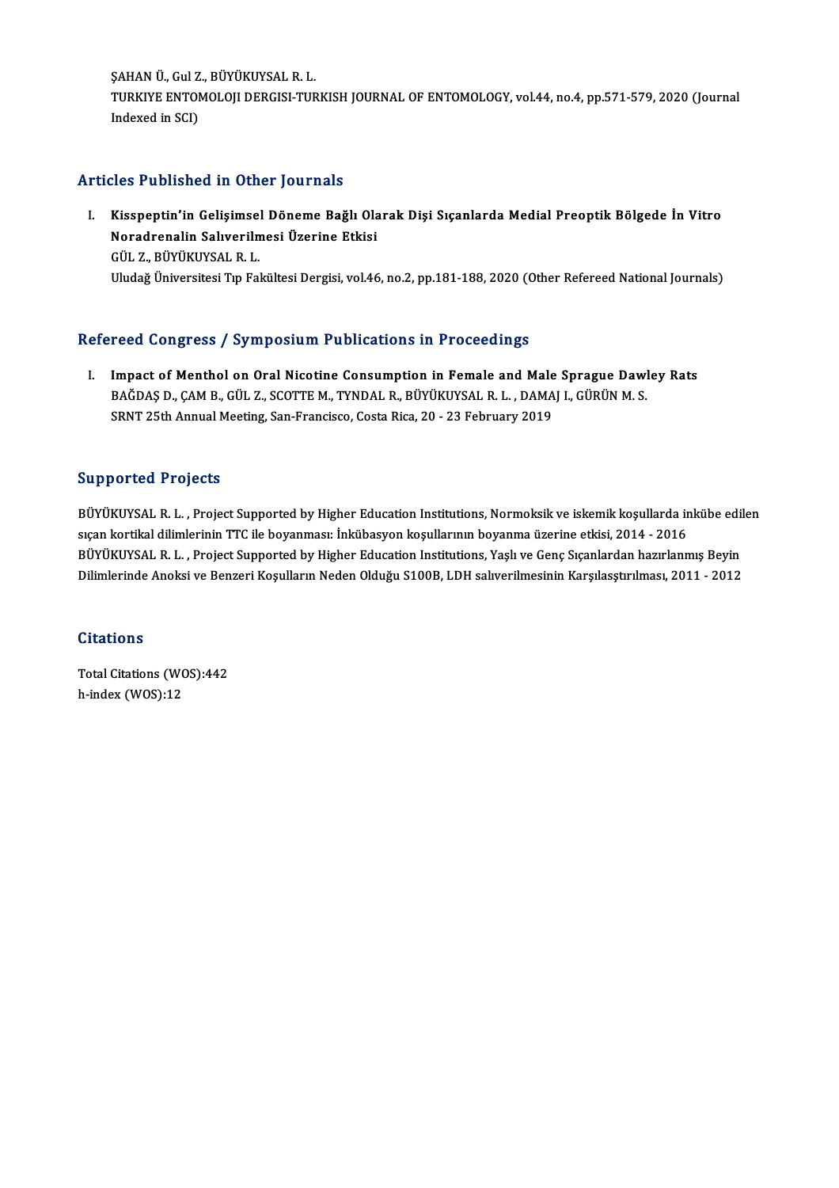ŞAHAN Ü., Gul Z., BÜYÜKUYSAL R. L.
TURKIYE ENTOMOLOJI DERGISI-TURKISH JOURNAL OF ENTOMOLOGY, vol.44, no.4, pp.571-579, 2020 (Journal Indexed in SCI)

## Articles Published in Other Journals

I. **Kisspeptin'in Gelişimsel Döneme Bağlı Olarak Dişi Sıçanlarda Medial Preoptik Bölgede İn Vitro Noradrenalin Salıverilmesi Üzerine Etkisi**
GÜL Z., BÜYÜKUYSAL R. L.
Uludağ Üniversitesi Tıp Fakültesi Dergisi, vol.46, no.2, pp.181-188, 2020 (Other Refereed National Journals)

## Refereed Congress / Symposium Publications in Proceedings

I. **Impact of Menthol on Oral Nicotine Consumption in Female and Male Sprague Dawley Rats**
BAĞDAŞ D., ÇAM B., GÜL Z., SCOTTE M., TYNDAL R., BÜYÜKUYSAL R. L. , DAMAJ I., GÜRÜN M. S.
SRNT 25th Annual Meeting, San-Francisco, Costa Rica, 20 - 23 February 2019

## Supported Projects

BÜYÜKUYSAL R. L. , Project Supported by Higher Education Institutions, Normoksik ve iskemik koşullarda inkübe edilen sıçan kortikal dilimlerinin TTC ile boyanması: İnkübasyon koşullarının boyanma üzerine etkisi, 2014 - 2016
BÜYÜKUYSAL R. L. , Project Supported by Higher Education Institutions, Yaşlı ve Genç Sıçanlardan hazırlanmış Beyin Dilimlerinde Anoksi ve Benzeri Koşulların Neden Olduğu S100B, LDH salıverilmesinin Karşılasştırılması, 2011 - 2012

## Citations

Total Citations (WOS):442
h-index (WOS):12